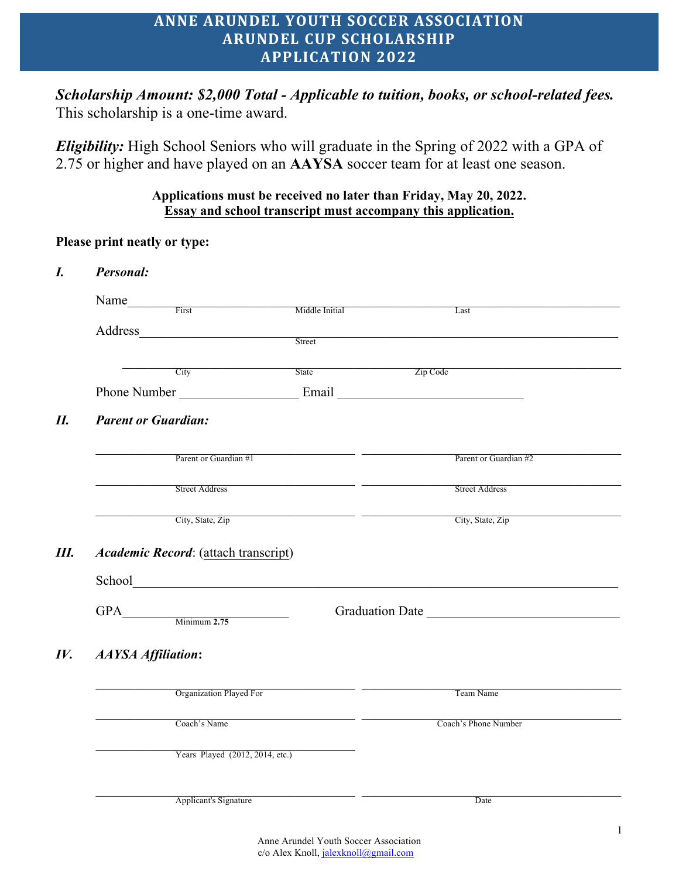# ANNE ARUNDEL YOUTH SOCCER ASSOCIATION
# ARUNDEL CUP SCHOLARSHIP
# APPLICATION 2022

***Scholarship Amount: $2,000 Total - Applicable to tuition, books, or school-related fees.*** This scholarship is a one-time award.

***Eligibility:*** High School Seniors who will graduate in the Spring of 2022 with a GPA of 2.75 or higher and have played on an **AAYSA** soccer team for at least one season.

**Applications must be received no later than Friday, May 20, 2022.**
**Essay and school transcript must accompany this application.**

**Please print neatly or type:**

***I. Personal:***

Name________________________________________________
First / Middle Initial / Last

Address________________________________________________
Street

________________________________________________
City / State / Zip Code

Phone Number __________________ Email ____________________________

***II. Parent or Guardian:***

| | |
|---|---|
| Parent or Guardian #1 | Parent or Guardian #2 |
| Street Address | Street Address |
| City, State, Zip | City, State, Zip |

***III. Academic Record*: (attach transcript)**

School________________________________________________

GPA______________________ Graduation Date ____________________________
Minimum **2.75**

***IV. AAYSA Affiliation*:**

| | |
|---|---|
| Organization Played For | Team Name |
| Coach's Name | Coach's Phone Number |
| Years Played (2012, 2014, etc.) | |

| | |
|---|---|
| Applicant's Signature | Date |

Anne Arundel Youth Soccer Association
c/o Alex Knoll, jalexknoll@gmail.com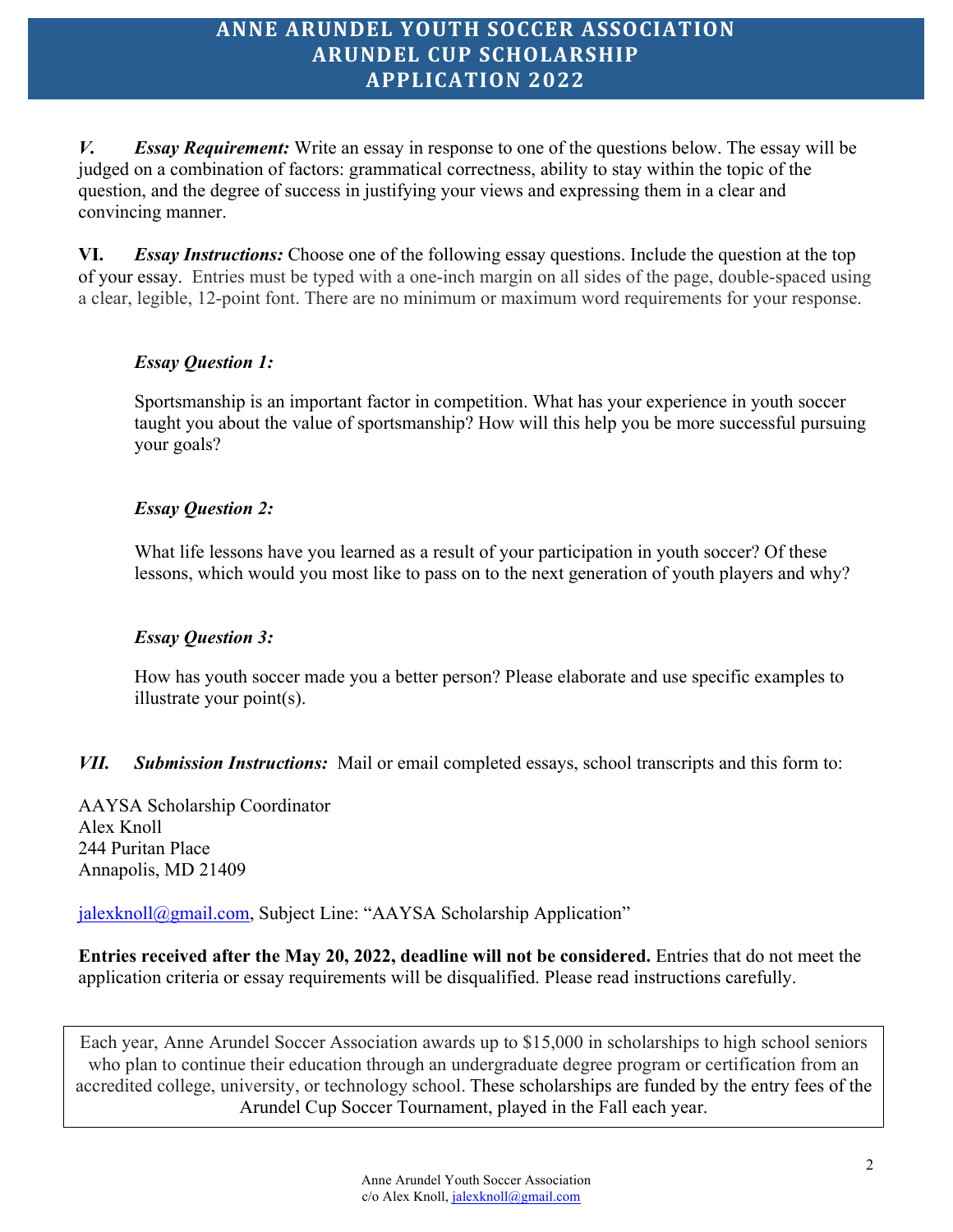# ANNE ARUNDEL YOUTH SOCCER ASSOCIATION ARUNDEL CUP SCHOLARSHIP APPLICATION 2022

***V. Essay Requirement:*** Write an essay in response to one of the questions below. The essay will be judged on a combination of factors: grammatical correctness, ability to stay within the topic of the question, and the degree of success in justifying your views and expressing them in a clear and convincing manner.

**VI.** ***Essay Instructions:*** Choose one of the following essay questions. Include the question at the top of your essay. Entries must be typed with a one-inch margin on all sides of the page, double-spaced using a clear, legible, 12-point font. There are no minimum or maximum word requirements for your response.

***Essay Question 1:***

Sportsmanship is an important factor in competition. What has your experience in youth soccer taught you about the value of sportsmanship? How will this help you be more successful pursuing your goals?

***Essay Question 2:***

What life lessons have you learned as a result of your participation in youth soccer? Of these lessons, which would you most like to pass on to the next generation of youth players and why?

***Essay Question 3:***

How has youth soccer made you a better person? Please elaborate and use specific examples to illustrate your point(s).

***VII. Submission Instructions:*** Mail or email completed essays, school transcripts and this form to:

AAYSA Scholarship Coordinator
Alex Knoll
244 Puritan Place
Annapolis, MD 21409

jalexknoll@gmail.com, Subject Line: "AAYSA Scholarship Application"

**Entries received after the May 20, 2022, deadline will not be considered.** Entries that do not meet the application criteria or essay requirements will be disqualified. Please read instructions carefully.

Each year, Anne Arundel Soccer Association awards up to $15,000 in scholarships to high school seniors who plan to continue their education through an undergraduate degree program or certification from an accredited college, university, or technology school. These scholarships are funded by the entry fees of the Arundel Cup Soccer Tournament, played in the Fall each year.